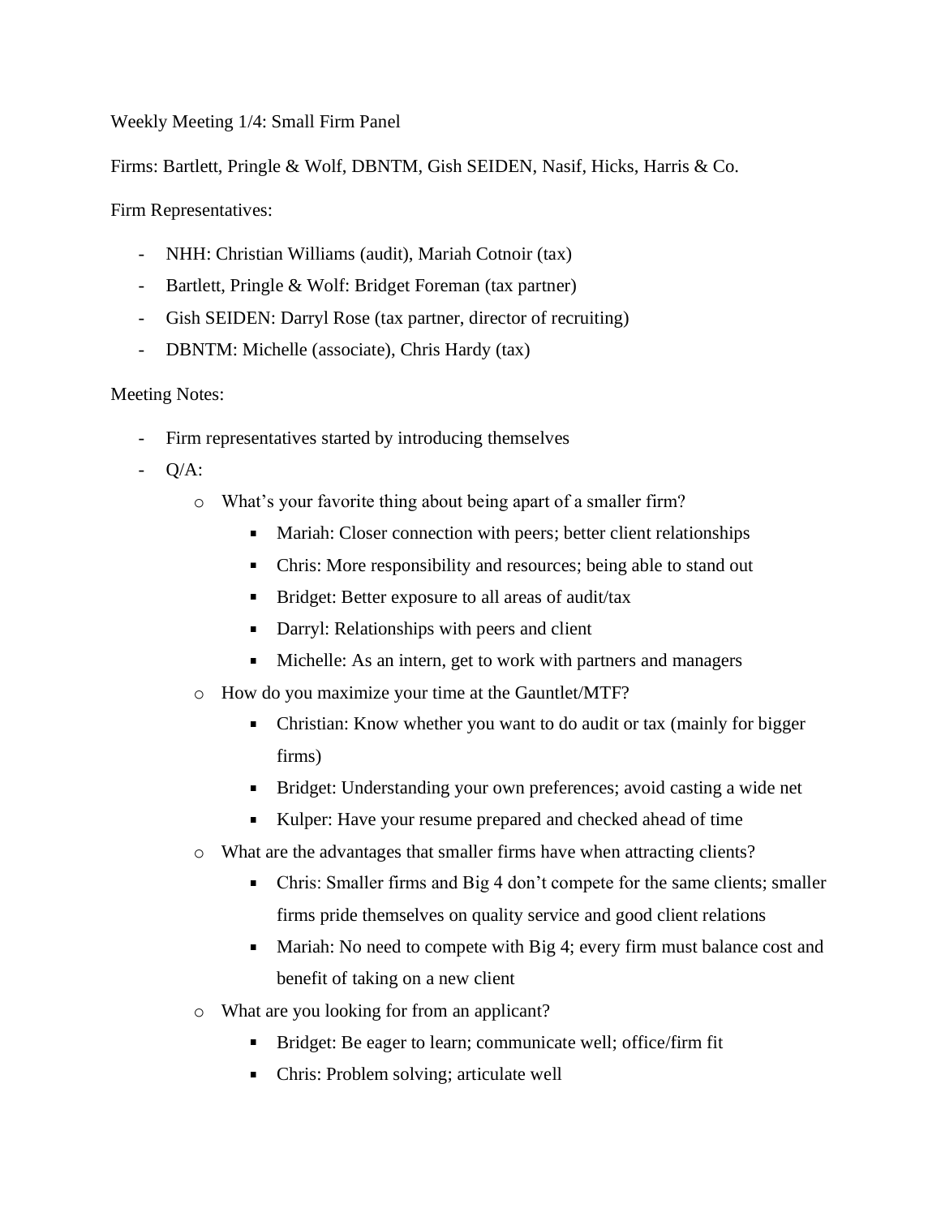Weekly Meeting 1/4: Small Firm Panel

Firms: Bartlett, Pringle & Wolf, DBNTM, Gish SEIDEN, Nasif, Hicks, Harris & Co.

Firm Representatives:

- NHH: Christian Williams (audit), Mariah Cotnoir (tax)
- Bartlett, Pringle & Wolf: Bridget Foreman (tax partner)
- Gish SEIDEN: Darryl Rose (tax partner, director of recruiting)
- DBNTM: Michelle (associate), Chris Hardy (tax)

Meeting Notes:

- Firm representatives started by introducing themselves
- Q/A:
  - What's your favorite thing about being apart of a smaller firm?
    - Mariah: Closer connection with peers; better client relationships
    - Chris: More responsibility and resources; being able to stand out
    - Bridget: Better exposure to all areas of audit/tax
    - Darryl: Relationships with peers and client
    - Michelle: As an intern, get to work with partners and managers
  - How do you maximize your time at the Gauntlet/MTF?
    - Christian: Know whether you want to do audit or tax (mainly for bigger firms)
    - Bridget: Understanding your own preferences; avoid casting a wide net
    - Kulper: Have your resume prepared and checked ahead of time
  - What are the advantages that smaller firms have when attracting clients?
    - Chris: Smaller firms and Big 4 don't compete for the same clients; smaller firms pride themselves on quality service and good client relations
    - Mariah: No need to compete with Big 4; every firm must balance cost and benefit of taking on a new client
  - What are you looking for from an applicant?
    - Bridget: Be eager to learn; communicate well; office/firm fit
    - Chris: Problem solving; articulate well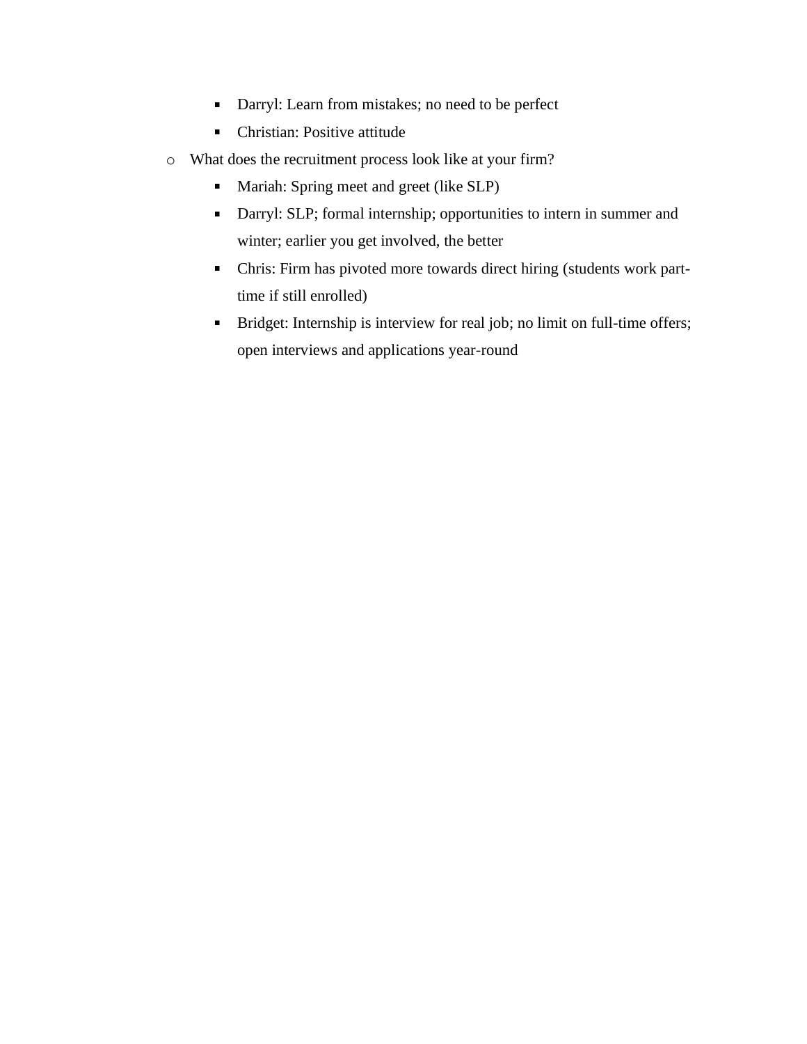- Darryl: Learn from mistakes; no need to be perfect
    - Christian: Positive attitude
  - What does the recruitment process look like at your firm?
    - Mariah: Spring meet and greet (like SLP)
    - Darryl: SLP; formal internship; opportunities to intern in summer and winter; earlier you get involved, the better
    - Chris: Firm has pivoted more towards direct hiring (students work part-time if still enrolled)
    - Bridget: Internship is interview for real job; no limit on full-time offers; open interviews and applications year-round